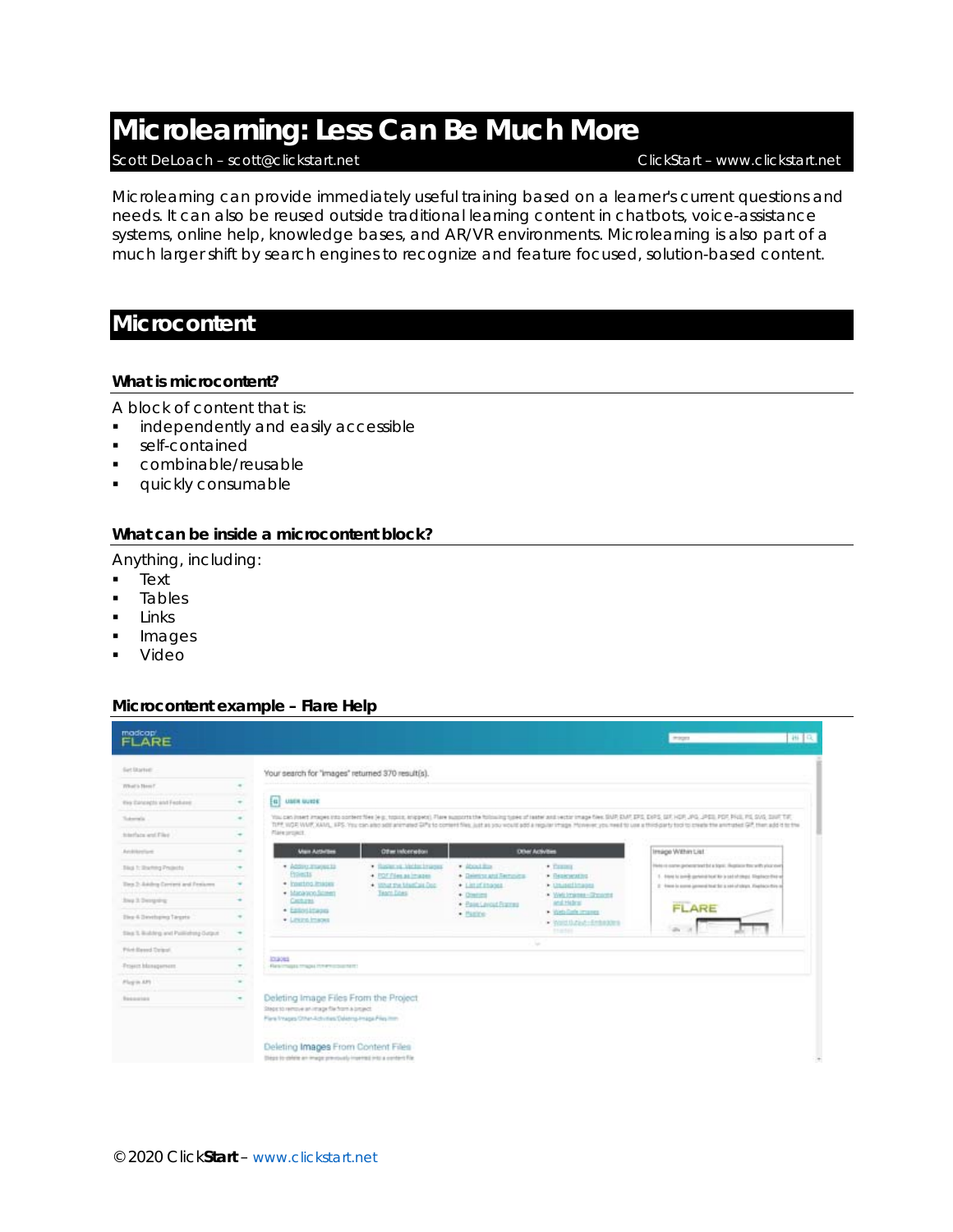# Microlearning: Less Can Be Much More

Scott DeLoach – scott@clickstart.net ClickStart – www.clickstart.net

Microlearning can provide immediately useful training based on a learner's current questions and needs. It can also be reused outside traditional learning content in chatbots, voice-assistance systems, online help, knowledge bases, and AR/VR environments. Microlearning is also part of a much larger shift by search engines to recognize and feature focused, solution-based content.

## Microcontent

### What is microcontent?

A block of content that is:

- independently and easily accessible
- self-contained
- combinable/reusable
- quickly consumable

### What can be inside a microcontent block?

Anything, including:

- Text
- Tables
- Links
- Images
- Video

### Microcontent example – Flare Help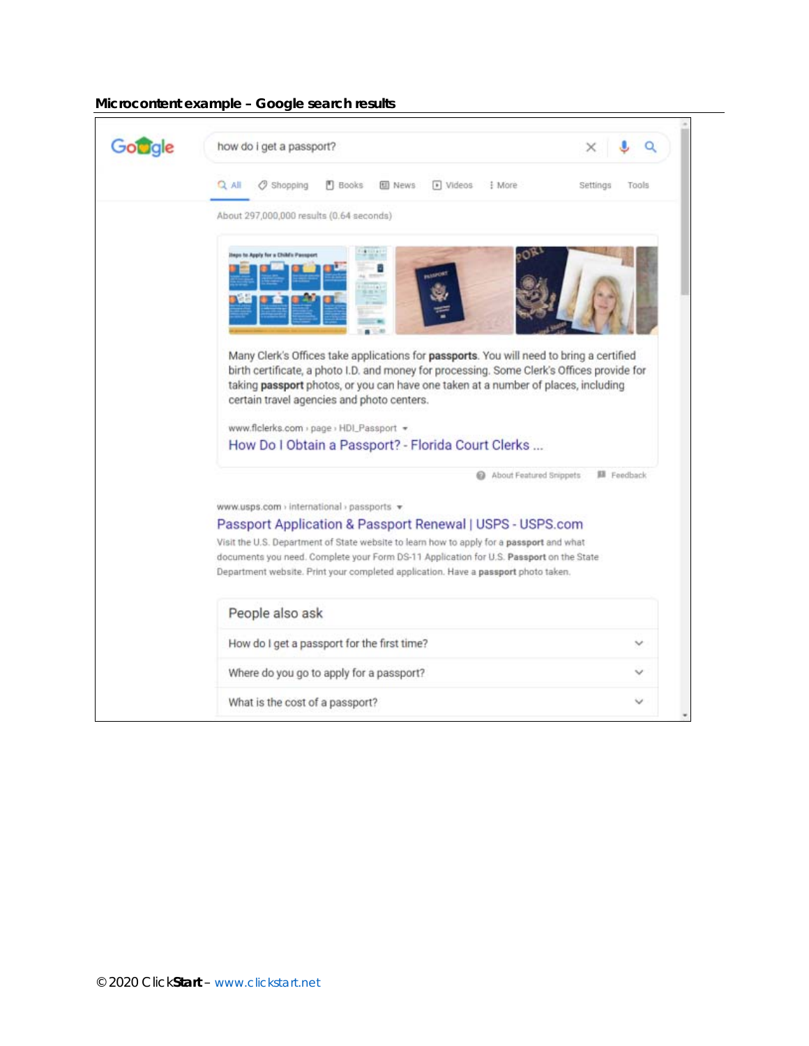**Microcontent example – Google search results**

how do i get a passport?

All | Shopping | Books | News | Videos | More | Settings | Tools

About 297,000,000 results (0.64 seconds)

Many Clerk's Offices take applications for **passports**. You will need to bring a certified birth certificate, a photo I.D. and money for processing. Some Clerk's Offices provide for taking **passport** photos, or you can have one taken at a number of places, including certain travel agencies and photo centers.

www.flclerks.com › page › HDI_Passport

How Do I Obtain a Passport? - Florida Court Clerks ...

About Featured Snippets | Feedback

www.usps.com › international › passports

Passport Application & Passport Renewal | USPS - USPS.com

Visit the U.S. Department of State website to learn how to apply for a **passport** and what documents you need. Complete your Form DS-11 Application for U.S. **Passport** on the State Department website. Print your completed application. Have a **passport** photo taken.

People also ask

- How do I get a passport for the first time?
- Where do you go to apply for a passport?
- What is the cost of a passport?

© 2020 Click**Start** – www.clickstart.net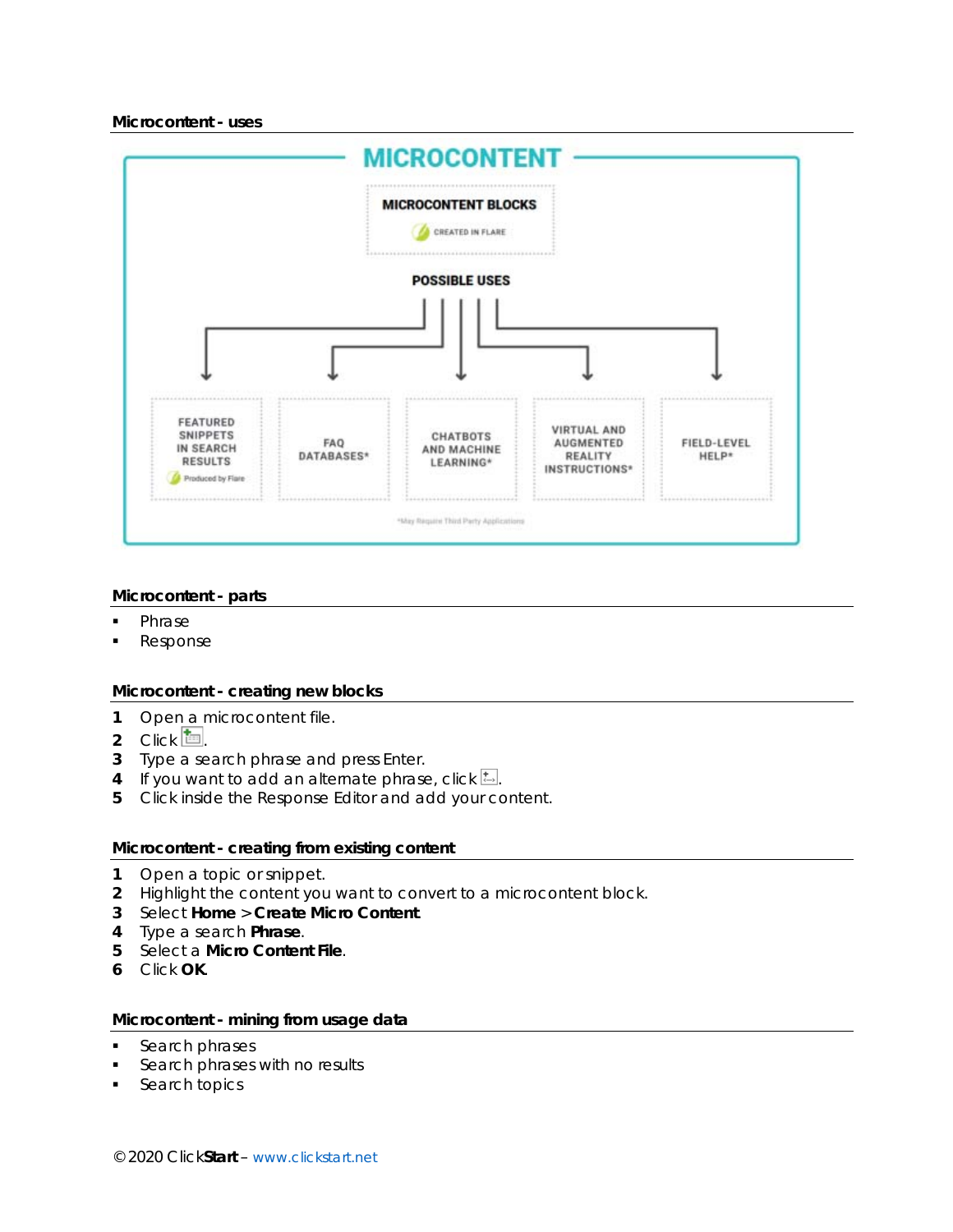## Microcontent - uses

MICROCONTENT

MICROCONTENT BLOCKS

CREATED IN FLARE

POSSIBLE USES

FEATURED SNIPPETS IN SEARCH RESULTS

Produced by Flare

FAQ DATABASES*

CHATBOTS AND MACHINE LEARNING*

VIRTUAL AND AUGMENTED REALITY INSTRUCTIONS*

FIELD-LEVEL HELP*

*May Require Third Party Applications

## Microcontent - parts

- Phrase
- Response

## Microcontent - creating new blocks

1. Open a microcontent file.
2. Click .
3. Type a search phrase and press Enter.
4. If you want to add an alternate phrase, click .
5. Click inside the Response Editor and add your content.

## Microcontent - creating from existing content

1. Open a topic or snippet.
2. Highlight the content you want to convert to a microcontent block.
3. Select **Home** > **Create Micro Content**.
4. Type a search **Phrase**.
5. Select a **Micro Content File**.
6. Click **OK**.

## Microcontent - mining from usage data

- Search phrases
- Search phrases with no results
- Search topics

© 2020 Click**Start** – www.clickstart.net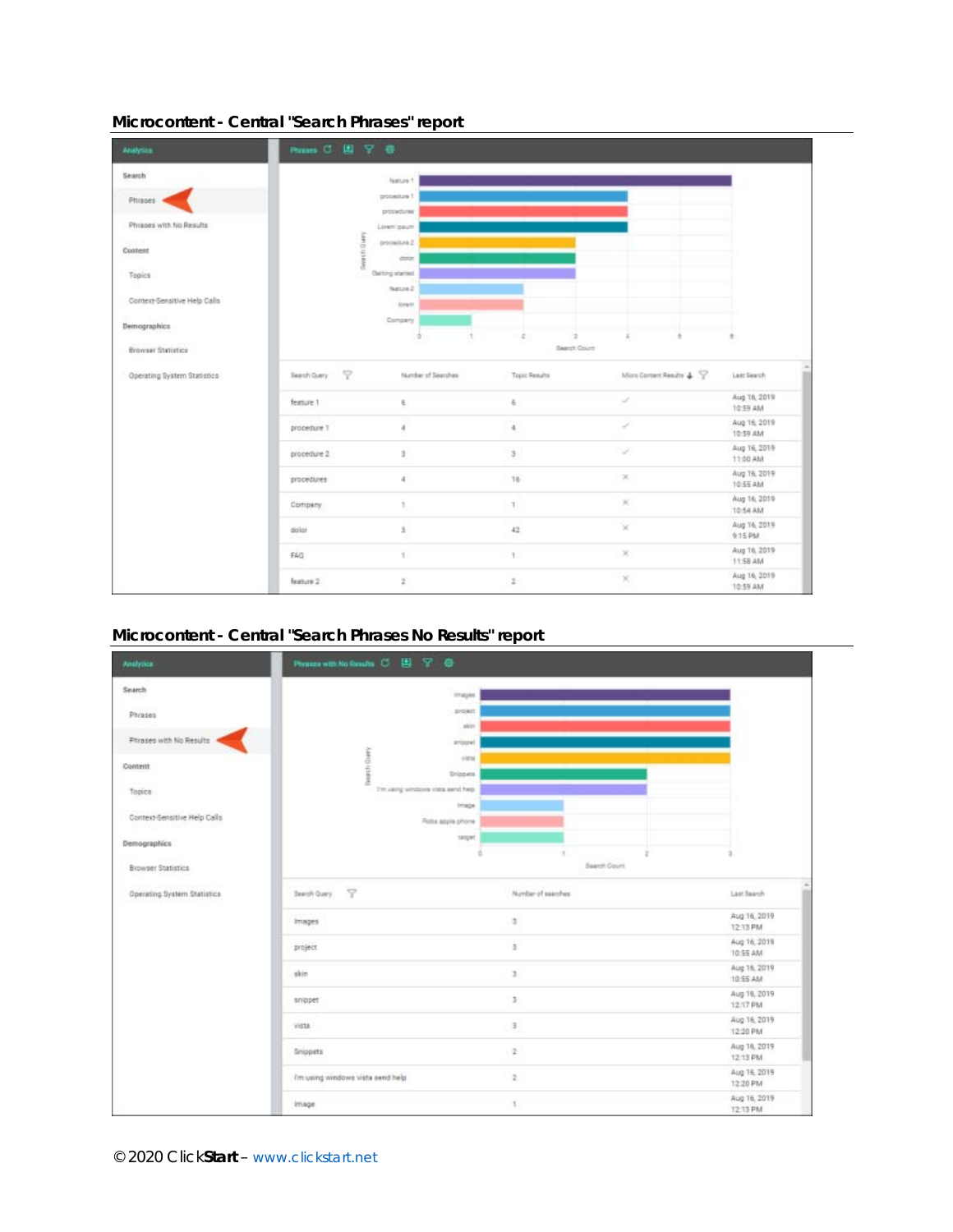## Microcontent - Central "Search Phrases" report

Analytics

Search

Phrases

Phrases with No Results

Content

Topics

Context-Sensitive Help Calls

Demographics

Browser Statistics

Operating System Statistics

Phrases

feature 1
procedure 1
procedures
Lorem ipsum
procedure 2
dolor
Getting started
feature 2
lorem
Company

Search Query

0 1 2 3 4 5 6

Search Count

| Search Query | Number of Searches | Topic Results | Micro Content Results | Last Search |
|---|---|---|---|---|
| feature 1 | 6 | 6 | ✓ | Aug 16, 2019 10:59 AM |
| procedure 1 | 4 | 4 | ✓ | Aug 16, 2019 10:59 AM |
| procedure 2 | 3 | 3 | ✓ | Aug 16, 2019 11:00 AM |
| procedures | 4 | 16 | × | Aug 16, 2019 10:55 AM |
| Company | 1 | 1 | × | Aug 16, 2019 10:54 AM |
| dolor | 3 | 42 | × | Aug 16, 2019 9:15 PM |
| FAQ | 1 | 1 | × | Aug 16, 2019 11:58 AM |
| feature 2 | 2 | 2 | × | Aug 16, 2019 10:59 AM |

## Microcontent - Central "Search Phrases No Results" report

Analytics

Search

Phrases

Phrases with No Results

Content

Topics

Context-Sensitive Help Calls

Demographics

Browser Statistics

Operating System Statistics

Phrases with No Results

Images
project
skin
snippet
vista
Snippets
I'm using windows vista send help
Image
Pizza apple phone
target

Search Query

0 1 2 3

Search Count

| Search Query | Number of searches | Last Search |
|---|---|---|
| Images | 3 | Aug 16, 2019 12:13 PM |
| project | 3 | Aug 16, 2019 10:55 AM |
| skin | 3 | Aug 16, 2019 10:55 AM |
| snippet | 3 | Aug 16, 2019 12:17 PM |
| vista | 3 | Aug 16, 2019 12:20 PM |
| Snippets | 2 | Aug 16, 2019 12:13 PM |
| I'm using windows vista send help | 2 | Aug 16, 2019 12:20 PM |
| Image | 1 | Aug 16, 2019 12:13 PM |

© 2020 Click**Start** – www.clickstart.net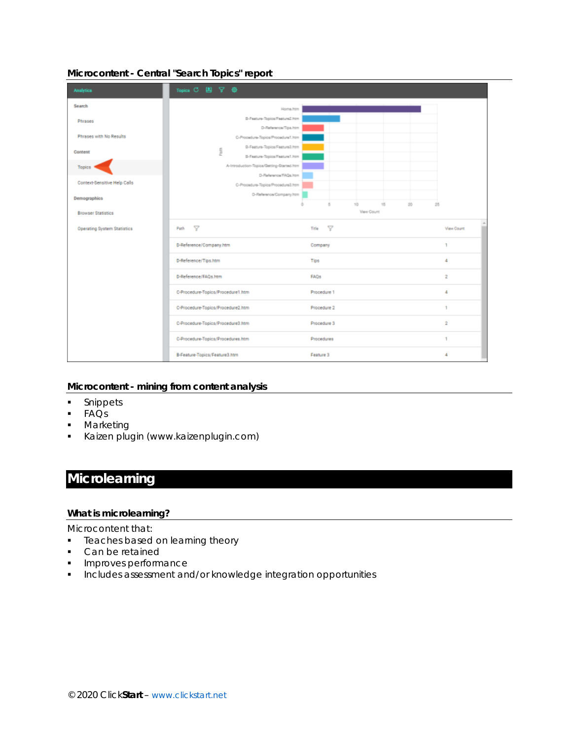### Microcontent - Central "Search Topics" report

Analytics

Search

Phrases

Phrases with No Results

Content

Topics

Context-Sensitive Help Calls

Demographics

Browser Statistics

Operating System Statistics

Topics

Home.htm

B-Feature-Topics/Feature2.htm

D-Reference/Tips.htm

C-Procedure-Topics/Procedure1.htm

B-Feature-Topics/Feature3.htm

B-Feature-Topics/Feature1.htm

A-Introduction-Topics/Getting-Started.htm

D-Reference/FAQs.htm

C-Procedure-Topics/Procedure3.htm

D-Reference/Company.htm

Path

0 5 10 15 20 25

View Count

| Path | Title | View Count |
|---|---|---|
| D-Reference/Company.htm | Company | 1 |
| D-Reference/Tips.htm | Tips | 4 |
| D-Reference/FAQs.htm | FAQs | 2 |
| C-Procedure-Topics/Procedure1.htm | Procedure 1 | 4 |
| C-Procedure-Topics/Procedure2.htm | Procedure 2 | 1 |
| C-Procedure-Topics/Procedure3.htm | Procedure 3 | 2 |
| C-Procedure-Topics/Procedures.htm | Procedures | 1 |
| B-Feature-Topics/Feature3.htm | Feature 3 | 4 |

### Microcontent - mining from content analysis

- Snippets
- FAQs
- Marketing
- Kaizen plugin (www.kaizenplugin.com)

# Microlearning

### What is microlearning?

Microcontent that:

- Teaches based on learning theory
- Can be retained
- Improves performance
- Includes assessment and/or knowledge integration opportunities

© 2020 Click**Start** – www.clickstart.net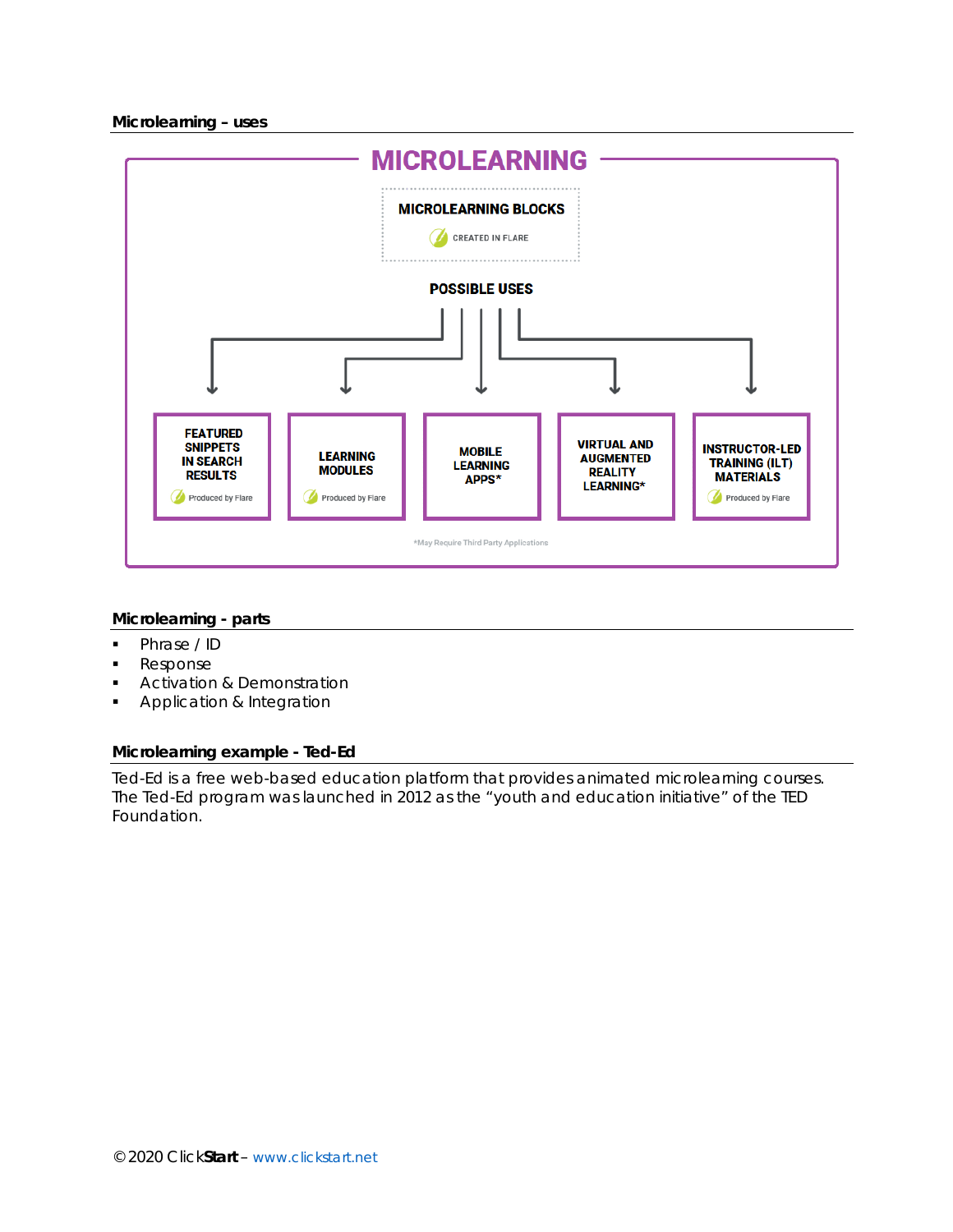## Microlearning – uses

MICROLEARNING

MICROLEARNING BLOCKS

CREATED IN FLARE

POSSIBLE USES

FEATURED SNIPPETS IN SEARCH RESULTS
Produced by Flare

LEARNING MODULES
Produced by Flare

MOBILE LEARNING APPS*

VIRTUAL AND AUGMENTED REALITY LEARNING*

INSTRUCTOR-LED TRAINING (ILT) MATERIALS
Produced by Flare

*May Require Third Party Applications

## Microlearning - parts

- Phrase / ID
- Response
- Activation & Demonstration
- Application & Integration

## Microlearning example - Ted-Ed

Ted-Ed is a free web-based education platform that provides animated microlearning courses. The Ted-Ed program was launched in 2012 as the "youth and education initiative" of the TED Foundation.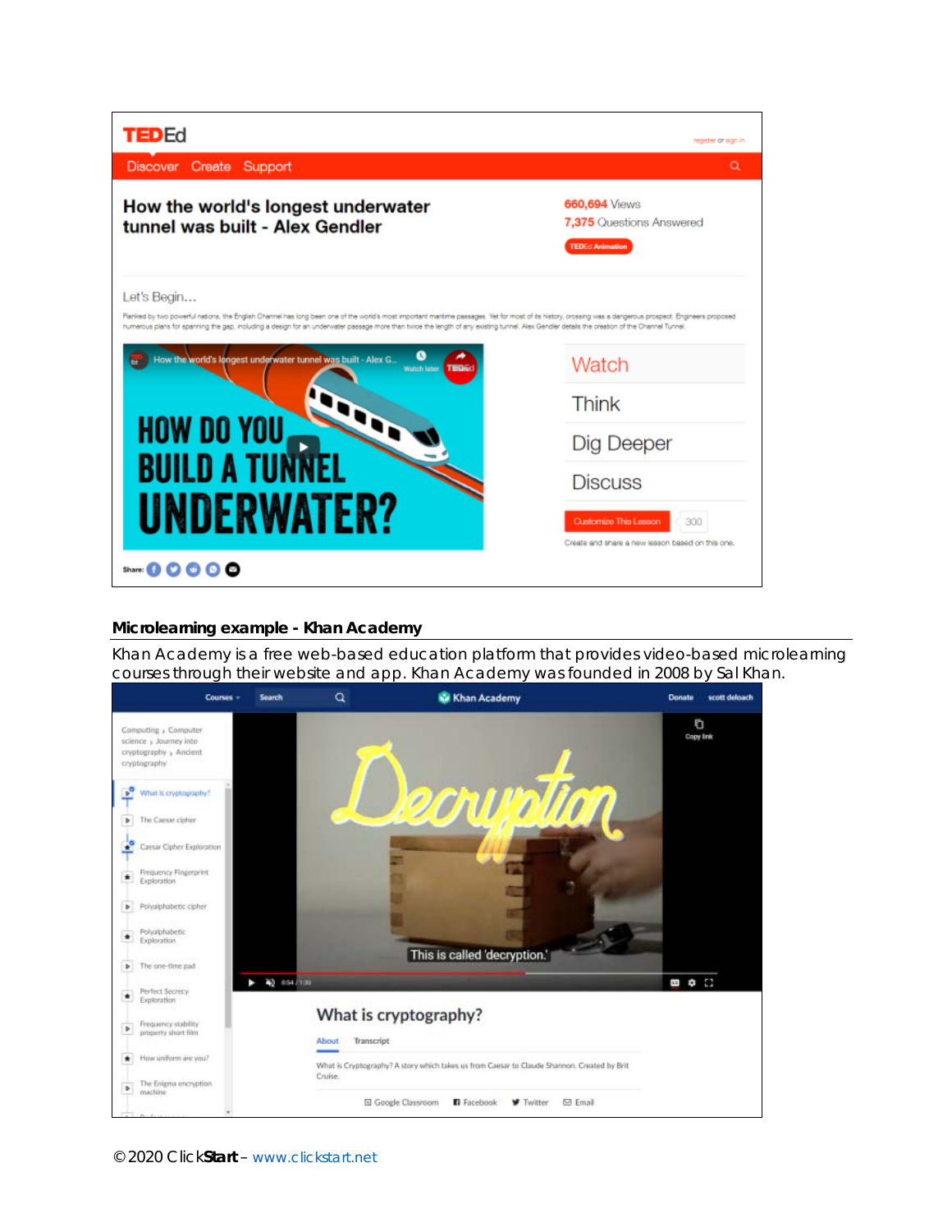**Microlearning example - Khan Academy**

Khan Academy is a free web-based education platform that provides video-based microlearning courses through their website and app. Khan Academy was founded in 2008 by Sal Khan.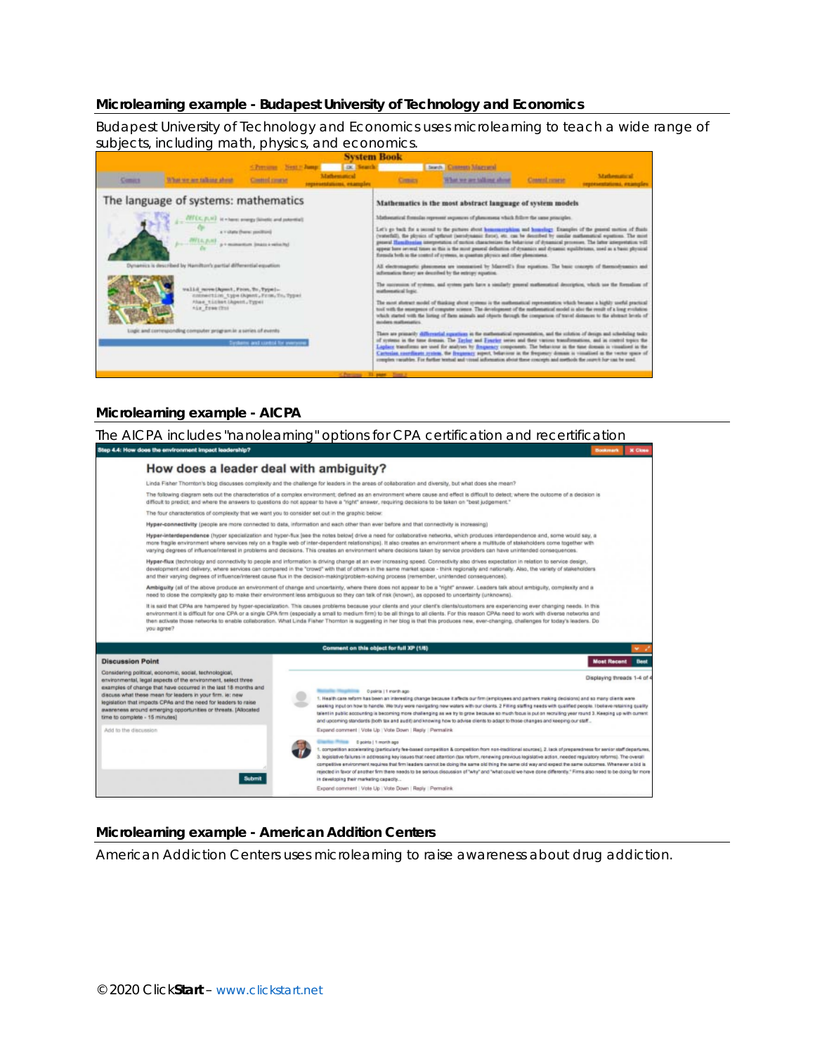## Microlearning example - Budapest University of Technology and Economics

Budapest University of Technology and Economics uses microlearning to teach a wide range of subjects, including math, physics, and economics.

## Microlearning example - AICPA

The AICPA includes "nanolearning" options for CPA certification and recertification

## Microlearning example - American Addition Centers

American Addiction Centers uses microlearning to raise awareness about drug addiction.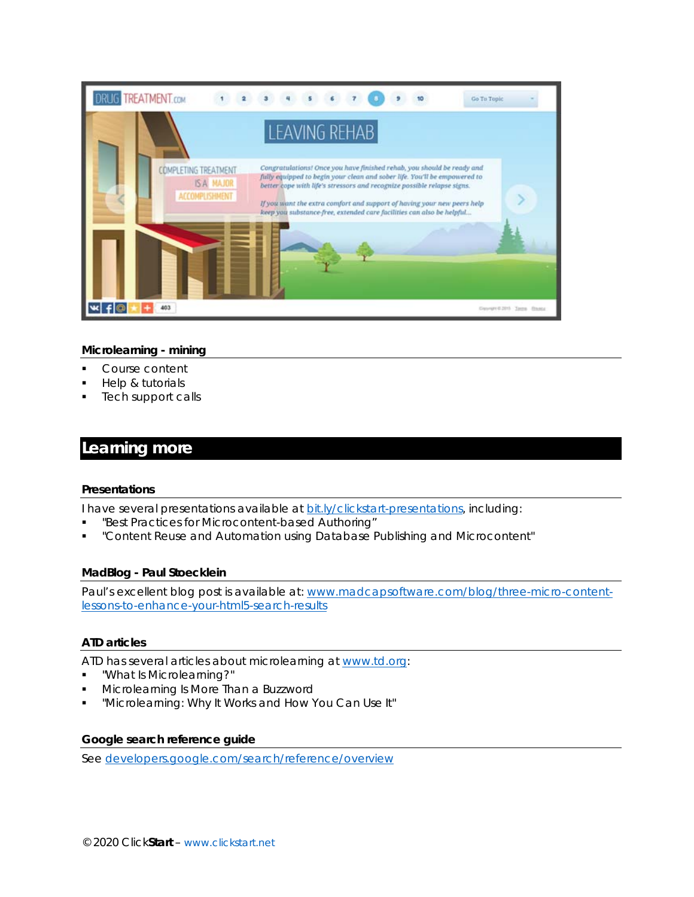### Microlearning - mining

- Course content
- Help & tutorials
- Tech support calls

## Learning more

### Presentations

I have several presentations available at [bit.ly/clickstart-presentations](bit.ly/clickstart-presentations), including:

- "Best Practices for Microcontent-based Authoring"
- "Content Reuse and Automation using Database Publishing and Microcontent"

### MadBlog - Paul Stoecklein

Paul's excellent blog post is available at: [www.madcapsoftware.com/blog/three-micro-content-lessons-to-enhance-your-html5-search-results](www.madcapsoftware.com/blog/three-micro-content-lessons-to-enhance-your-html5-search-results)

### ATD articles

ATD has several articles about microlearning at [www.td.org](www.td.org):

- "What Is Microlearning?"
- Microlearning Is More Than a Buzzword
- "Microlearning: Why It Works and How You Can Use It"

### Google search reference guide

See [developers.google.com/search/reference/overview](developers.google.com/search/reference/overview)

© 2020 Click**Start** – www.clickstart.net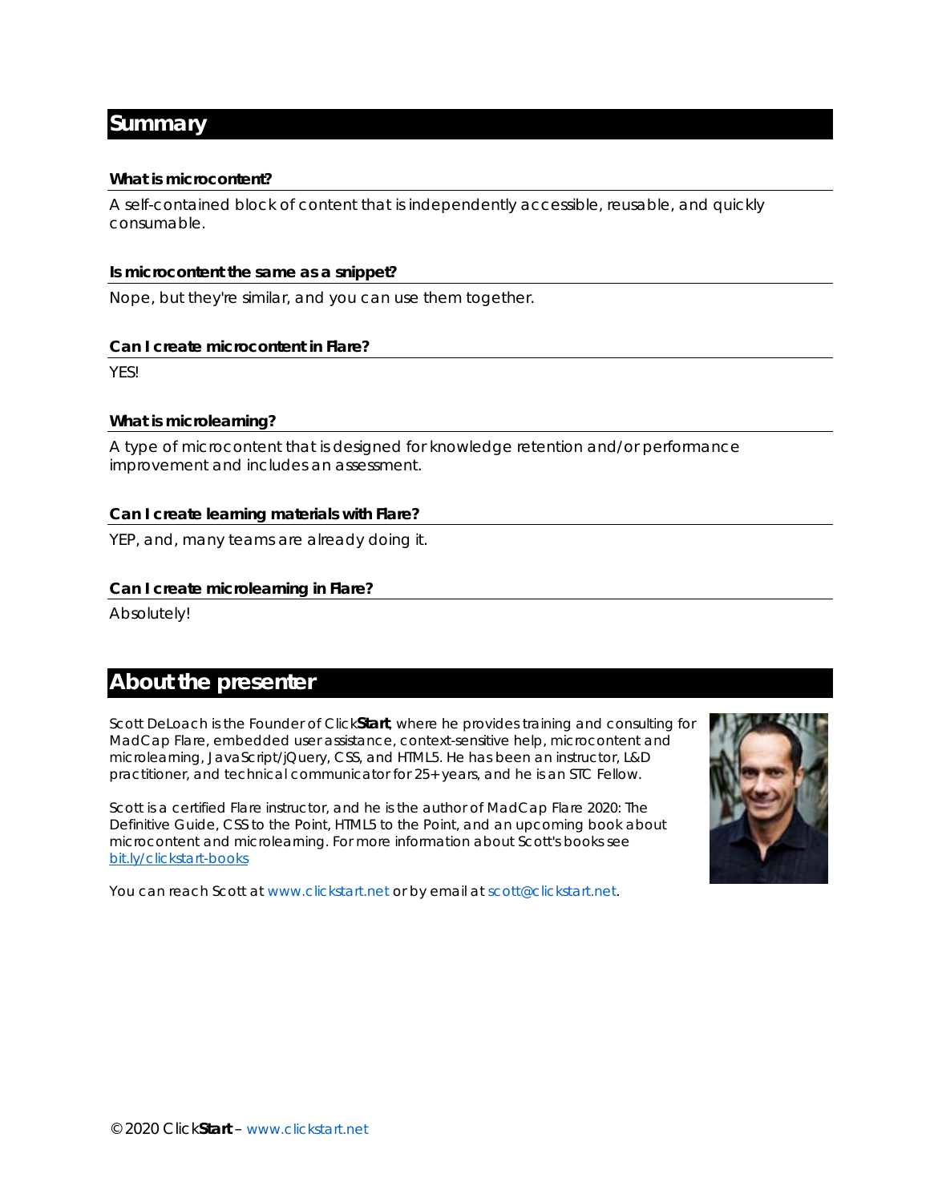# Summary

### What is microcontent?

A self-contained block of content that is independently accessible, reusable, and quickly consumable.

### Is microcontent the same as a snippet?

Nope, but they're similar, and you can use them together.

### Can I create microcontent in Flare?

YES!

### What is microlearning?

A type of microcontent that is designed for knowledge retention and/or performance improvement and includes an assessment.

### Can I create learning materials with Flare?

YEP, and, many teams are already doing it.

### Can I create microlearning in Flare?

Absolutely!

# About the presenter

Scott DeLoach is the Founder of Click**Start**, where he provides training and consulting for MadCap Flare, embedded user assistance, context-sensitive help, microcontent and microlearning, JavaScript/jQuery, CSS, and HTML5. He has been an instructor, L&D practitioner, and technical communicator for 25+ years, and he is an STC Fellow.

Scott is a certified Flare instructor, and he is the author of MadCap Flare 2020: The Definitive Guide, CSS to the Point, HTML5 to the Point, and an upcoming book about microcontent and microlearning. For more information about Scott's books see bit.ly/clickstart-books

You can reach Scott at www.clickstart.net or by email at scott@clickstart.net.

© 2020 Click**Start** – www.clickstart.net